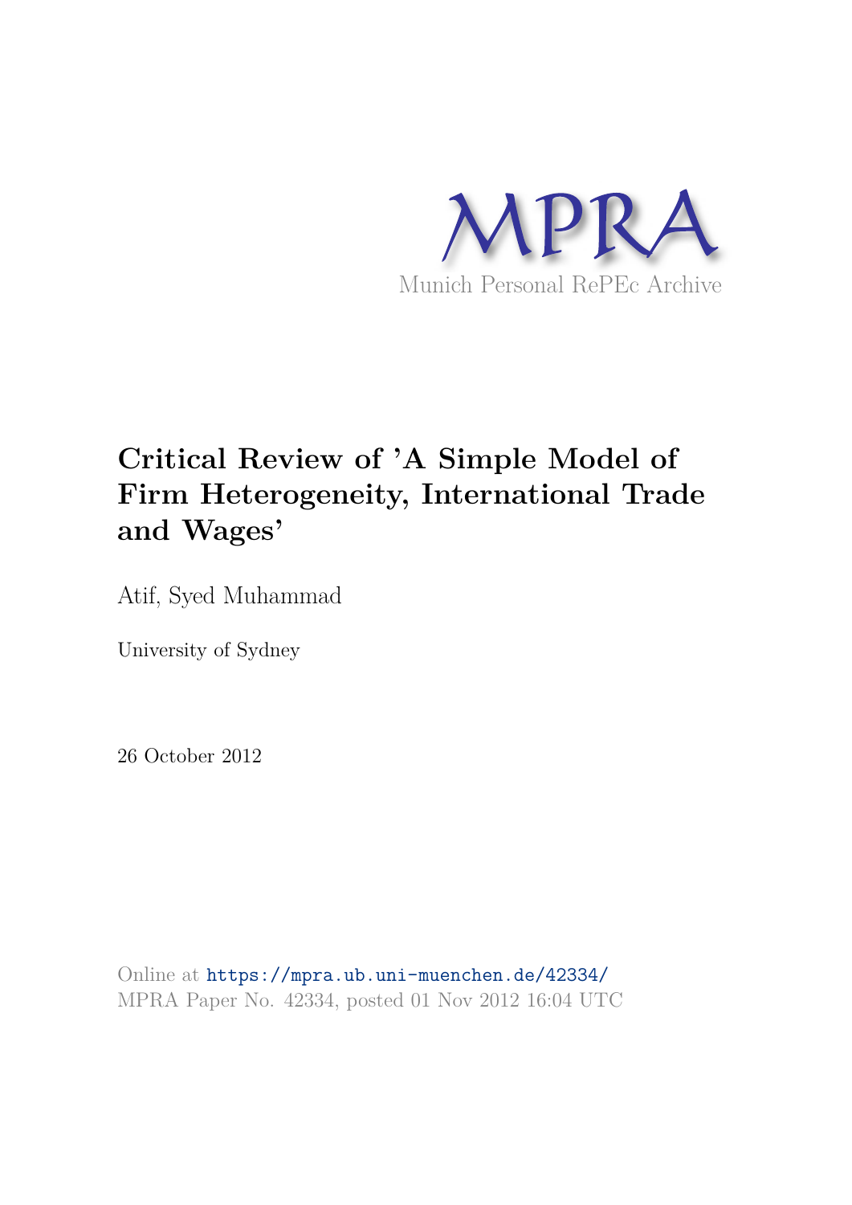MPRA

Munich Personal RePEc Archive

# Critical Review of 'A Simple Model of Firm Heterogeneity, International Trade and Wages'

Atif, Syed Muhammad

University of Sydney

26 October 2012

Online at https://mpra.ub.uni-muenchen.de/42334/
MPRA Paper No. 42334, posted 01 Nov 2012 16:04 UTC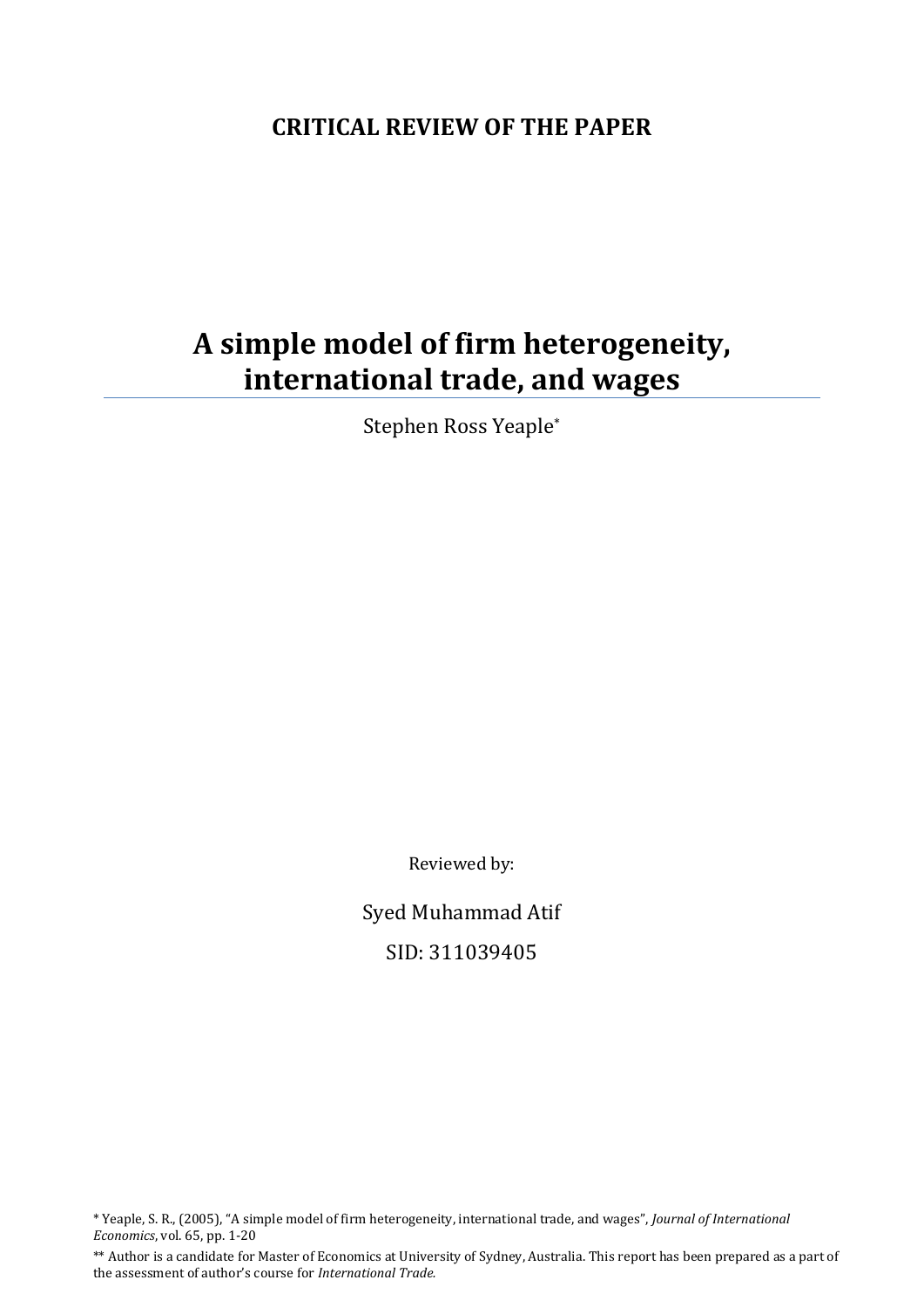**CRITICAL REVIEW OF THE PAPER**

# A simple model of firm heterogeneity, international trade, and wages

Stephen Ross Yeaple*

Reviewed by:

Syed Muhammad Atif

SID: 311039405

\* Yeaple, S. R., (2005), "A simple model of firm heterogeneity, international trade, and wages", *Journal of International Economics*, vol. 65, pp. 1-20

\*\* Author is a candidate for Master of Economics at University of Sydney, Australia. This report has been prepared as a part of the assessment of author's course for *International Trade.*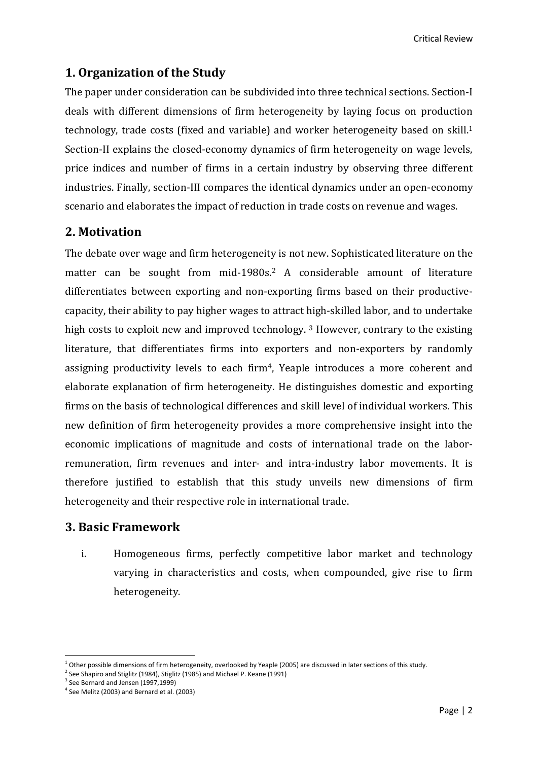## 1. Organization of the Study

The paper under consideration can be subdivided into three technical sections. Section-I deals with different dimensions of firm heterogeneity by laying focus on production technology, trade costs (fixed and variable) and worker heterogeneity based on skill.[1] Section-II explains the closed-economy dynamics of firm heterogeneity on wage levels, price indices and number of firms in a certain industry by observing three different industries. Finally, section-III compares the identical dynamics under an open-economy scenario and elaborates the impact of reduction in trade costs on revenue and wages.

## 2. Motivation

The debate over wage and firm heterogeneity is not new. Sophisticated literature on the matter can be sought from mid-1980s.[2] A considerable amount of literature differentiates between exporting and non-exporting firms based on their productive-capacity, their ability to pay higher wages to attract high-skilled labor, and to undertake high costs to exploit new and improved technology. [3] However, contrary to the existing literature, that differentiates firms into exporters and non-exporters by randomly assigning productivity levels to each firm[4], Yeaple introduces a more coherent and elaborate explanation of firm heterogeneity. He distinguishes domestic and exporting firms on the basis of technological differences and skill level of individual workers. This new definition of firm heterogeneity provides a more comprehensive insight into the economic implications of magnitude and costs of international trade on the labor-remuneration, firm revenues and inter- and intra-industry labor movements. It is therefore justified to establish that this study unveils new dimensions of firm heterogeneity and their respective role in international trade.

## 3. Basic Framework

i. Homogeneous firms, perfectly competitive labor market and technology varying in characteristics and costs, when compounded, give rise to firm heterogeneity.

---

[1] Other possible dimensions of firm heterogeneity, overlooked by Yeaple (2005) are discussed in later sections of this study.

[2] See Shapiro and Stiglitz (1984), Stiglitz (1985) and Michael P. Keane (1991)

[3] See Bernard and Jensen (1997,1999)

[4] See Melitz (2003) and Bernard et al. (2003)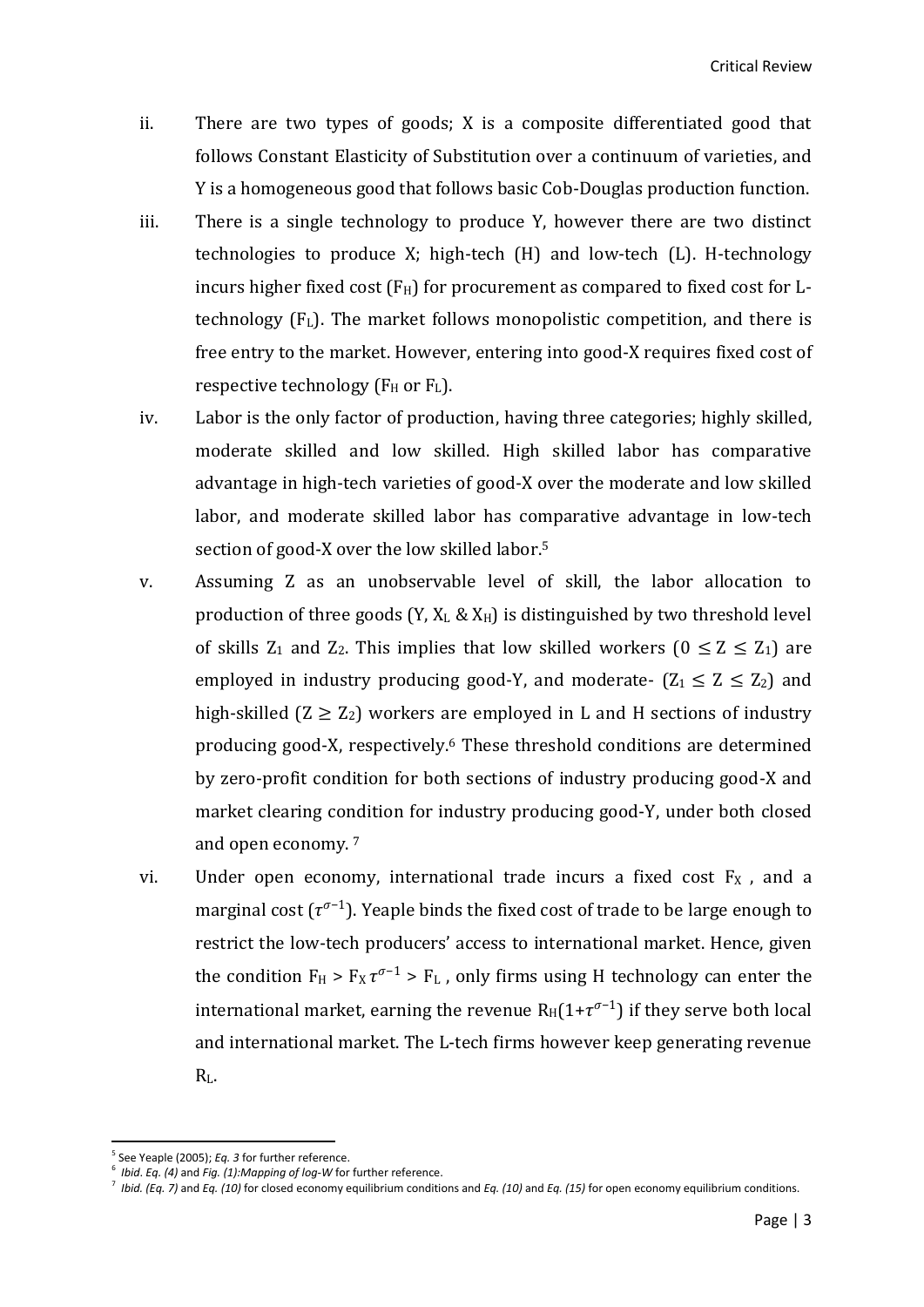ii. There are two types of goods; X is a composite differentiated good that follows Constant Elasticity of Substitution over a continuum of varieties, and Y is a homogeneous good that follows basic Cob-Douglas production function.

iii. There is a single technology to produce Y, however there are two distinct technologies to produce X; high-tech (H) and low-tech (L). H-technology incurs higher fixed cost ($F_H$) for procurement as compared to fixed cost for L-technology ($F_L$). The market follows monopolistic competition, and there is free entry to the market. However, entering into good-X requires fixed cost of respective technology ($F_H$ or $F_L$).

iv. Labor is the only factor of production, having three categories; highly skilled, moderate skilled and low skilled. High skilled labor has comparative advantage in high-tech varieties of good-X over the moderate and low skilled labor, and moderate skilled labor has comparative advantage in low-tech section of good-X over the low skilled labor.[5]

v. Assuming Z as an unobservable level of skill, the labor allocation to production of three goods (Y, $X_L$ & $X_H$) is distinguished by two threshold level of skills $Z_1$ and $Z_2$. This implies that low skilled workers ($0 \leq Z \leq Z_1$) are employed in industry producing good-Y, and moderate- ($Z_1 \leq Z \leq Z_2$) and high-skilled ($Z \geq Z_2$) workers are employed in L and H sections of industry producing good-X, respectively.[6] These threshold conditions are determined by zero-profit condition for both sections of industry producing good-X and market clearing condition for industry producing good-Y, under both closed and open economy. [7]

vi. Under open economy, international trade incurs a fixed cost $F_X$ , and a marginal cost ($\tau^{\sigma-1}$). Yeaple binds the fixed cost of trade to be large enough to restrict the low-tech producers' access to international market. Hence, given the condition $F_H > F_X \tau^{\sigma-1} > F_L$ , only firms using H technology can enter the international market, earning the revenue $R_H(1+\tau^{\sigma-1})$ if they serve both local and international market. The L-tech firms however keep generating revenue $R_L$.

---

[5] See Yeaple (2005); *Eq. 3* for further reference.

[6] *Ibid*. *Eq. (4)* and *Fig. (1):Mapping of log-W* for further reference.

[7] *Ibid. (Eq. 7)* and *Eq. (10)* for closed economy equilibrium conditions and *Eq. (10)* and *Eq. (15)* for open economy equilibrium conditions.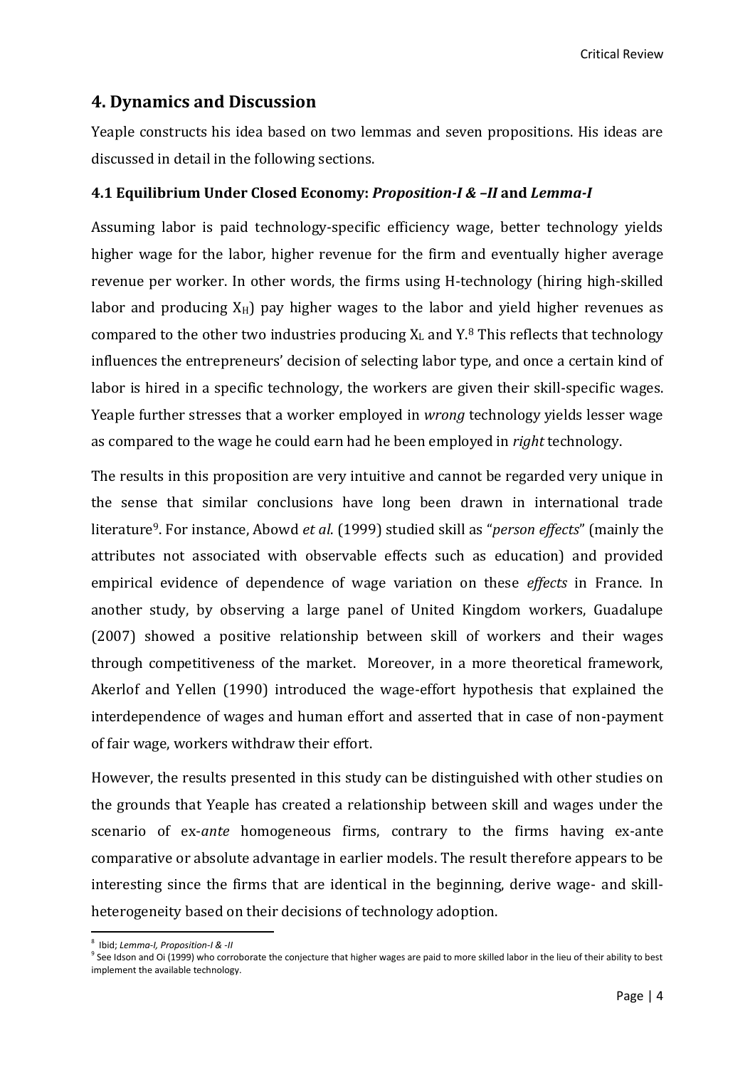## 4. Dynamics and Discussion

Yeaple constructs his idea based on two lemmas and seven propositions. His ideas are discussed in detail in the following sections.

### 4.1 Equilibrium Under Closed Economy: *Proposition-I & –II* and *Lemma-I*

Assuming labor is paid technology-specific efficiency wage, better technology yields higher wage for the labor, higher revenue for the firm and eventually higher average revenue per worker. In other words, the firms using H-technology (hiring high-skilled labor and producing $X_H$) pay higher wages to the labor and yield higher revenues as compared to the other two industries producing $X_L$ and Y.[8] This reflects that technology influences the entrepreneurs' decision of selecting labor type, and once a certain kind of labor is hired in a specific technology, the workers are given their skill-specific wages. Yeaple further stresses that a worker employed in *wrong* technology yields lesser wage as compared to the wage he could earn had he been employed in *right* technology.

The results in this proposition are very intuitive and cannot be regarded very unique in the sense that similar conclusions have long been drawn in international trade literature[9]. For instance, Abowd *et al*. (1999) studied skill as "*person effects*" (mainly the attributes not associated with observable effects such as education) and provided empirical evidence of dependence of wage variation on these *effects* in France. In another study, by observing a large panel of United Kingdom workers, Guadalupe (2007) showed a positive relationship between skill of workers and their wages through competitiveness of the market. Moreover, in a more theoretical framework, Akerlof and Yellen (1990) introduced the wage-effort hypothesis that explained the interdependence of wages and human effort and asserted that in case of non-payment of fair wage, workers withdraw their effort.

However, the results presented in this study can be distinguished with other studies on the grounds that Yeaple has created a relationship between skill and wages under the scenario of ex-*ante* homogeneous firms, contrary to the firms having ex-ante comparative or absolute advantage in earlier models. The result therefore appears to be interesting since the firms that are identical in the beginning, derive wage- and skill-heterogeneity based on their decisions of technology adoption.

---

[8] Ibid; *Lemma-I, Proposition-I & -II*

[9] See Idson and Oi (1999) who corroborate the conjecture that higher wages are paid to more skilled labor in the lieu of their ability to best implement the available technology.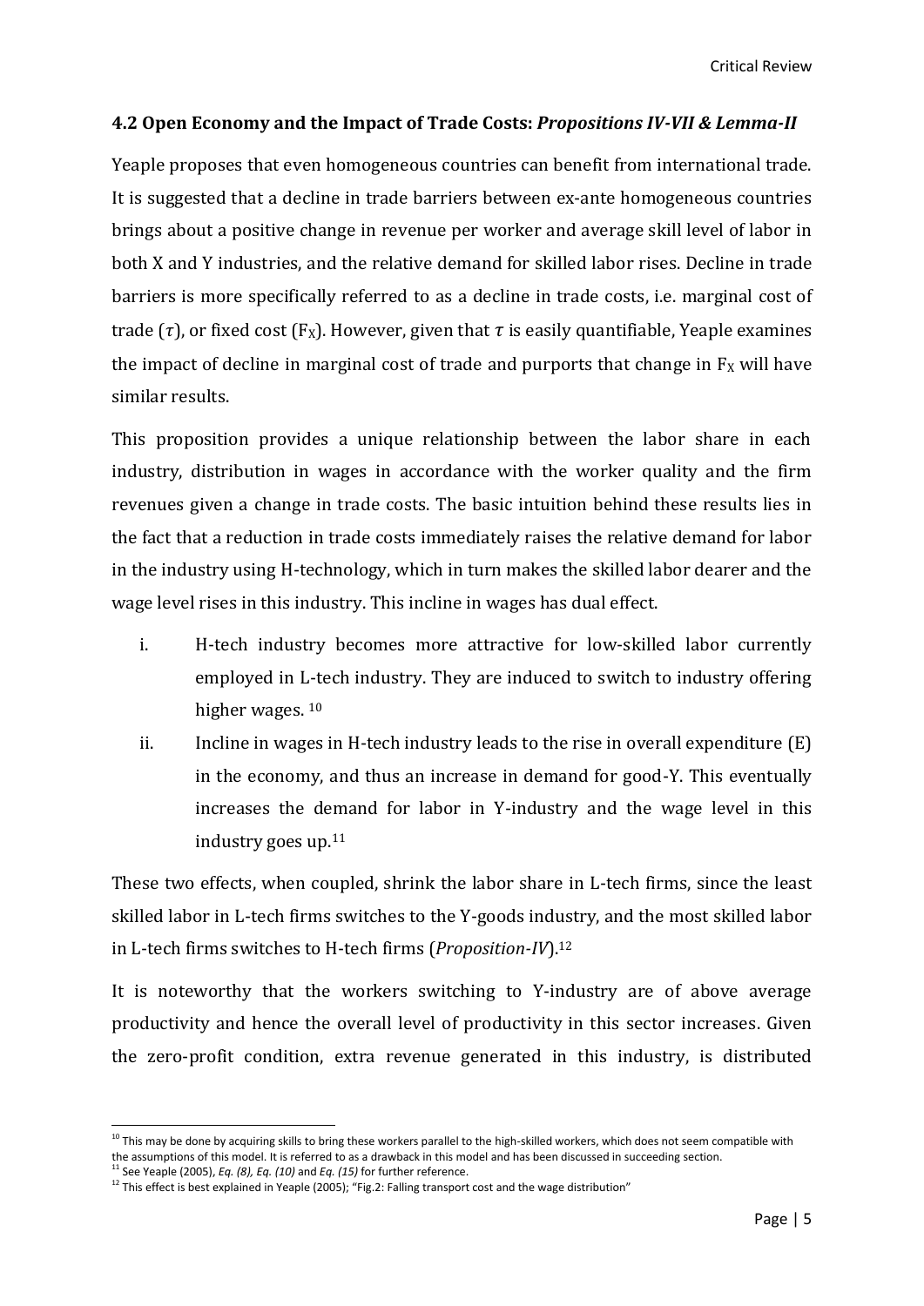### 4.2 Open Economy and the Impact of Trade Costs: *Propositions IV-VII & Lemma-II*

Yeaple proposes that even homogeneous countries can benefit from international trade. It is suggested that a decline in trade barriers between ex-ante homogeneous countries brings about a positive change in revenue per worker and average skill level of labor in both X and Y industries, and the relative demand for skilled labor rises. Decline in trade barriers is more specifically referred to as a decline in trade costs, i.e. marginal cost of trade ($\tau$), or fixed cost ($F_X$). However, given that $\tau$ is easily quantifiable, Yeaple examines the impact of decline in marginal cost of trade and purports that change in $F_X$ will have similar results.

This proposition provides a unique relationship between the labor share in each industry, distribution in wages in accordance with the worker quality and the firm revenues given a change in trade costs. The basic intuition behind these results lies in the fact that a reduction in trade costs immediately raises the relative demand for labor in the industry using H-technology, which in turn makes the skilled labor dearer and the wage level rises in this industry. This incline in wages has dual effect.

i. H-tech industry becomes more attractive for low-skilled labor currently employed in L-tech industry. They are induced to switch to industry offering higher wages. [10]

ii. Incline in wages in H-tech industry leads to the rise in overall expenditure (E) in the economy, and thus an increase in demand for good-Y. This eventually increases the demand for labor in Y-industry and the wage level in this industry goes up.[11]

These two effects, when coupled, shrink the labor share in L-tech firms, since the least skilled labor in L-tech firms switches to the Y-goods industry, and the most skilled labor in L-tech firms switches to H-tech firms (*Proposition-IV*).[12]

It is noteworthy that the workers switching to Y-industry are of above average productivity and hence the overall level of productivity in this sector increases. Given the zero-profit condition, extra revenue generated in this industry, is distributed

---

[10] This may be done by acquiring skills to bring these workers parallel to the high-skilled workers, which does not seem compatible with the assumptions of this model. It is referred to as a drawback in this model and has been discussed in succeeding section.

[11] See Yeaple (2005), *Eq. (8), Eq. (10)* and *Eq. (15)* for further reference.

[12] This effect is best explained in Yeaple (2005); "Fig.2: Falling transport cost and the wage distribution"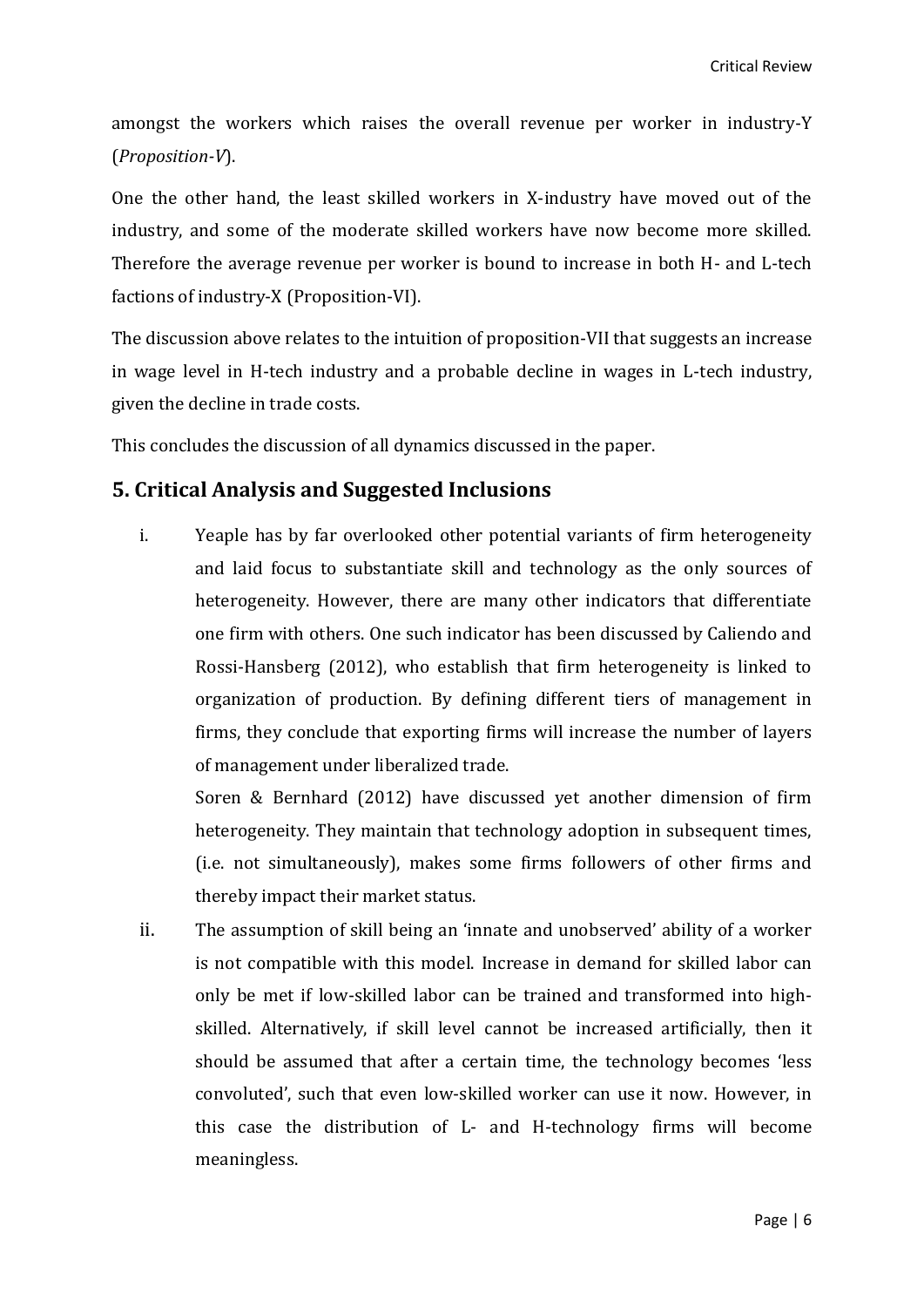amongst the workers which raises the overall revenue per worker in industry-Y (*Proposition-V*).

One the other hand, the least skilled workers in X-industry have moved out of the industry, and some of the moderate skilled workers have now become more skilled. Therefore the average revenue per worker is bound to increase in both H- and L-tech factions of industry-X (Proposition-VI).

The discussion above relates to the intuition of proposition-VII that suggests an increase in wage level in H-tech industry and a probable decline in wages in L-tech industry, given the decline in trade costs.

This concludes the discussion of all dynamics discussed in the paper.

## 5. Critical Analysis and Suggested Inclusions

i. Yeaple has by far overlooked other potential variants of firm heterogeneity and laid focus to substantiate skill and technology as the only sources of heterogeneity. However, there are many other indicators that differentiate one firm with others. One such indicator has been discussed by Caliendo and Rossi-Hansberg (2012), who establish that firm heterogeneity is linked to organization of production. By defining different tiers of management in firms, they conclude that exporting firms will increase the number of layers of management under liberalized trade.

   Soren & Bernhard (2012) have discussed yet another dimension of firm heterogeneity. They maintain that technology adoption in subsequent times, (i.e. not simultaneously), makes some firms followers of other firms and thereby impact their market status.

ii. The assumption of skill being an 'innate and unobserved' ability of a worker is not compatible with this model. Increase in demand for skilled labor can only be met if low-skilled labor can be trained and transformed into high-skilled. Alternatively, if skill level cannot be increased artificially, then it should be assumed that after a certain time, the technology becomes 'less convoluted', such that even low-skilled worker can use it now. However, in this case the distribution of L- and H-technology firms will become meaningless.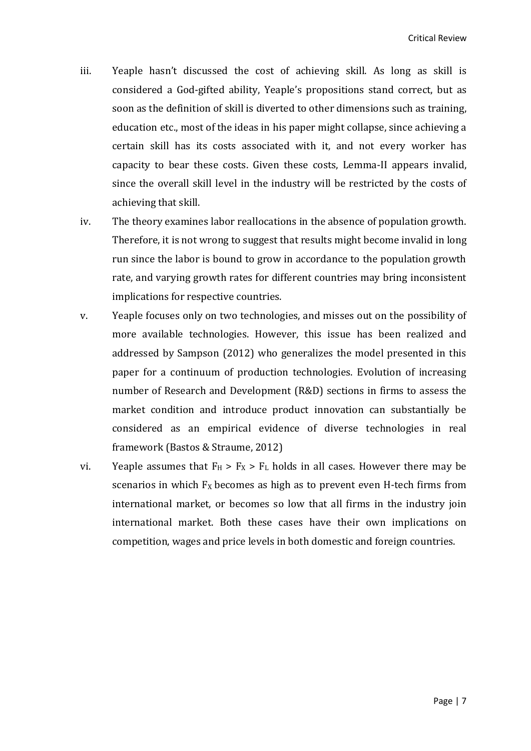iii. Yeaple hasn't discussed the cost of achieving skill. As long as skill is considered a God-gifted ability, Yeaple's propositions stand correct, but as soon as the definition of skill is diverted to other dimensions such as training, education etc., most of the ideas in his paper might collapse, since achieving a certain skill has its costs associated with it, and not every worker has capacity to bear these costs. Given these costs, Lemma-II appears invalid, since the overall skill level in the industry will be restricted by the costs of achieving that skill.

iv. The theory examines labor reallocations in the absence of population growth. Therefore, it is not wrong to suggest that results might become invalid in long run since the labor is bound to grow in accordance to the population growth rate, and varying growth rates for different countries may bring inconsistent implications for respective countries.

v. Yeaple focuses only on two technologies, and misses out on the possibility of more available technologies. However, this issue has been realized and addressed by Sampson (2012) who generalizes the model presented in this paper for a continuum of production technologies. Evolution of increasing number of Research and Development (R&D) sections in firms to assess the market condition and introduce product innovation can substantially be considered as an empirical evidence of diverse technologies in real framework (Bastos & Straume, 2012)

vi. Yeaple assumes that $F_H > F_X > F_L$ holds in all cases. However there may be scenarios in which $F_X$ becomes as high as to prevent even H-tech firms from international market, or becomes so low that all firms in the industry join international market. Both these cases have their own implications on competition, wages and price levels in both domestic and foreign countries.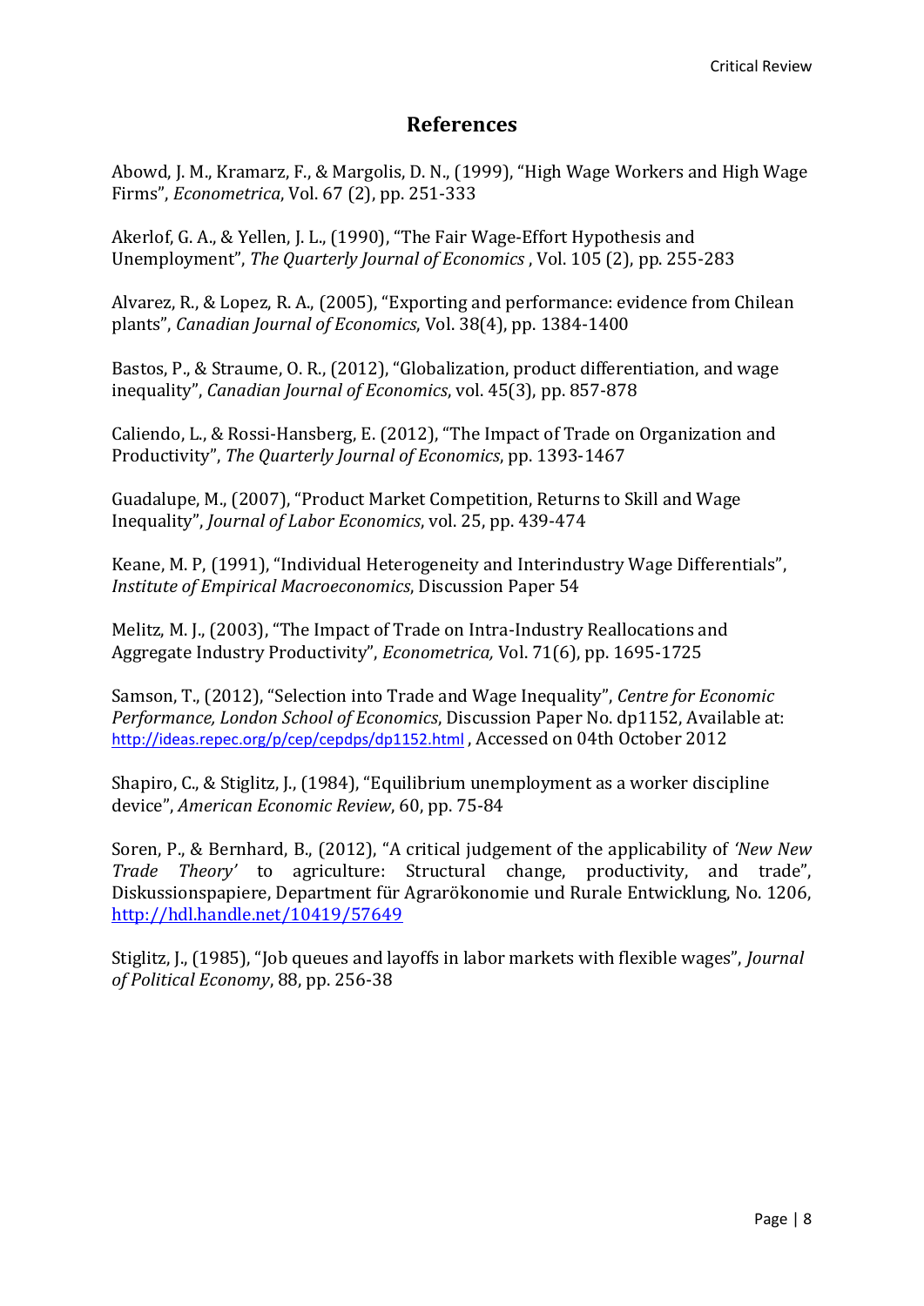# References

Abowd, J. M., Kramarz, F., & Margolis, D. N., (1999), "High Wage Workers and High Wage Firms", *Econometrica*, Vol. 67 (2), pp. 251-333

Akerlof, G. A., & Yellen, J. L., (1990), "The Fair Wage-Effort Hypothesis and Unemployment", *The Quarterly Journal of Economics* , Vol. 105 (2), pp. 255-283

Alvarez, R., & Lopez, R. A., (2005), "Exporting and performance: evidence from Chilean plants", *Canadian Journal of Economics*, Vol. 38(4), pp. 1384-1400

Bastos, P., & Straume, O. R., (2012), "Globalization, product differentiation, and wage inequality", *Canadian Journal of Economics*, vol. 45(3), pp. 857-878

Caliendo, L., & Rossi-Hansberg, E. (2012), "The Impact of Trade on Organization and Productivity", *The Quarterly Journal of Economics*, pp. 1393-1467

Guadalupe, M., (2007), "Product Market Competition, Returns to Skill and Wage Inequality", *Journal of Labor Economics*, vol. 25, pp. 439-474

Keane, M. P, (1991), "Individual Heterogeneity and Interindustry Wage Differentials", *Institute of Empirical Macroeconomics*, Discussion Paper 54

Melitz, M. J., (2003), "The Impact of Trade on Intra-Industry Reallocations and Aggregate Industry Productivity", *Econometrica,* Vol. 71(6), pp. 1695-1725

Samson, T., (2012), "Selection into Trade and Wage Inequality", *Centre for Economic Performance, London School of Economics*, Discussion Paper No. dp1152, Available at: http://ideas.repec.org/p/cep/cepdps/dp1152.html , Accessed on 04th October 2012

Shapiro, C., & Stiglitz, J., (1984), "Equilibrium unemployment as a worker discipline device", *American Economic Review*, 60, pp. 75-84

Soren, P., & Bernhard, B., (2012), "A critical judgement of the applicability of *'New New Trade Theory'* to agriculture: Structural change, productivity, and trade", Diskussionspapiere, Department für Agrarökonomie und Rurale Entwicklung, No. 1206, http://hdl.handle.net/10419/57649

Stiglitz, J., (1985), "Job queues and layoffs in labor markets with flexible wages", *Journal of Political Economy*, 88, pp. 256-38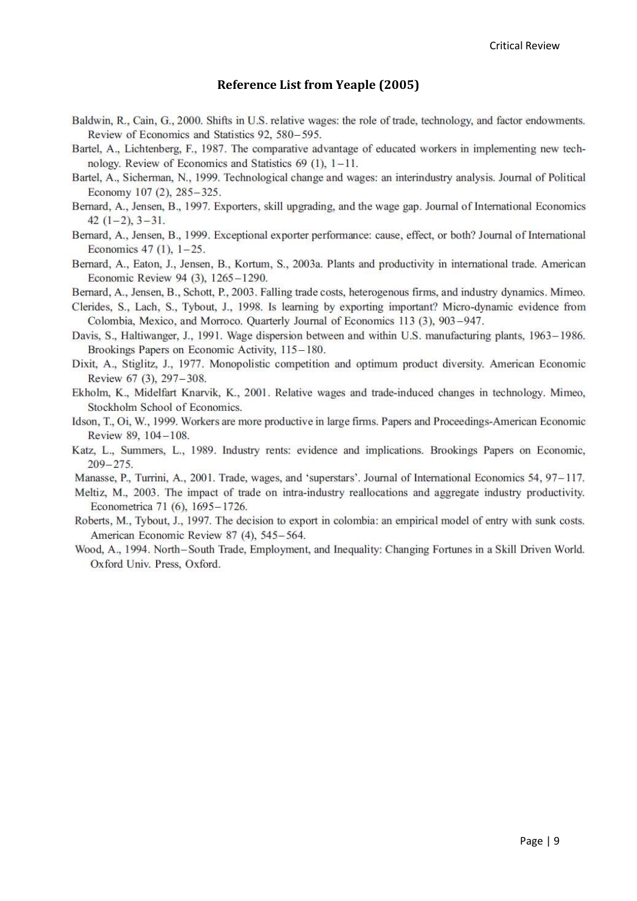## Reference List from Yeaple (2005)

Baldwin, R., Cain, G., 2000. Shifts in U.S. relative wages: the role of trade, technology, and factor endowments. Review of Economics and Statistics 92, 580–595.

Bartel, A., Lichtenberg, F., 1987. The comparative advantage of educated workers in implementing new technology. Review of Economics and Statistics 69 (1), 1–11.

Bartel, A., Sicherman, N., 1999. Technological change and wages: an interindustry analysis. Journal of Political Economy 107 (2), 285–325.

Bernard, A., Jensen, B., 1997. Exporters, skill upgrading, and the wage gap. Journal of International Economics 42 (1–2), 3–31.

Bernard, A., Jensen, B., 1999. Exceptional exporter performance: cause, effect, or both? Journal of International Economics 47 (1), 1–25.

Bernard, A., Eaton, J., Jensen, B., Kortum, S., 2003a. Plants and productivity in international trade. American Economic Review 94 (3), 1265–1290.

Bernard, A., Jensen, B., Schott, P., 2003. Falling trade costs, heterogenous firms, and industry dynamics. Mimeo.

Clerides, S., Lach, S., Tybout, J., 1998. Is learning by exporting important? Micro-dynamic evidence from Colombia, Mexico, and Morroco. Quarterly Journal of Economics 113 (3), 903–947.

Davis, S., Haltiwanger, J., 1991. Wage dispersion between and within U.S. manufacturing plants, 1963–1986. Brookings Papers on Economic Activity, 115–180.

Dixit, A., Stiglitz, J., 1977. Monopolistic competition and optimum product diversity. American Economic Review 67 (3), 297–308.

Ekholm, K., Midelfart Knarvik, K., 2001. Relative wages and trade-induced changes in technology. Mimeo, Stockholm School of Economics.

Idson, T., Oi, W., 1999. Workers are more productive in large firms. Papers and Proceedings-American Economic Review 89, 104–108.

Katz, L., Summers, L., 1989. Industry rents: evidence and implications. Brookings Papers on Economic, 209–275.

Manasse, P., Turrini, A., 2001. Trade, wages, and 'superstars'. Journal of International Economics 54, 97–117.

Meltiz, M., 2003. The impact of trade on intra-industry reallocations and aggregate industry productivity. Econometrica 71 (6), 1695–1726.

Roberts, M., Tybout, J., 1997. The decision to export in colombia: an empirical model of entry with sunk costs. American Economic Review 87 (4), 545–564.

Wood, A., 1994. North–South Trade, Employment, and Inequality: Changing Fortunes in a Skill Driven World. Oxford Univ. Press, Oxford.